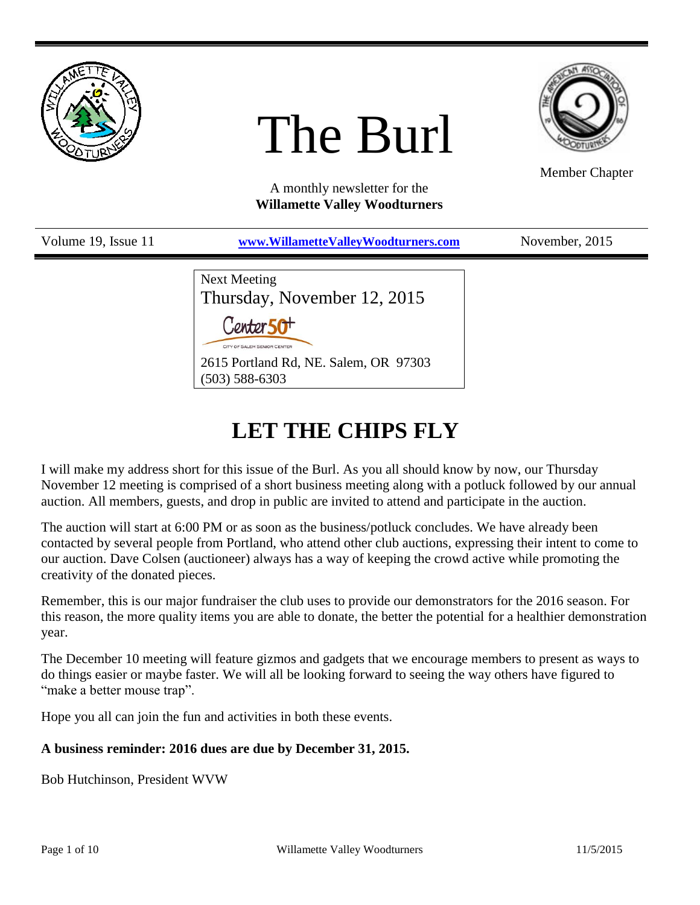# The Burl

Member Chapter

A monthly newsletter for the
**Willamette Valley Woodturners**

Volume 19, Issue 11 | **www.WillametteValleyWoodturners.com** | November, 2015

Next Meeting
Thursday, November 12, 2015

Center 50+
CITY OF SALEM SENIOR CENTER

2615 Portland Rd, NE. Salem, OR 97303
(503) 588-6303

## LET THE CHIPS FLY

I will make my address short for this issue of the Burl. As you all should know by now, our Thursday November 12 meeting is comprised of a short business meeting along with a potluck followed by our annual auction. All members, guests, and drop in public are invited to attend and participate in the auction.

The auction will start at 6:00 PM or as soon as the business/potluck concludes. We have already been contacted by several people from Portland, who attend other club auctions, expressing their intent to come to our auction. Dave Colsen (auctioneer) always has a way of keeping the crowd active while promoting the creativity of the donated pieces.

Remember, this is our major fundraiser the club uses to provide our demonstrators for the 2016 season. For this reason, the more quality items you are able to donate, the better the potential for a healthier demonstration year.

The December 10 meeting will feature gizmos and gadgets that we encourage members to present as ways to do things easier or maybe faster. We will all be looking forward to seeing the way others have figured to "make a better mouse trap".

Hope you all can join the fun and activities in both these events.

**A business reminder: 2016 dues are due by December 31, 2015.**

Bob Hutchinson, President WVW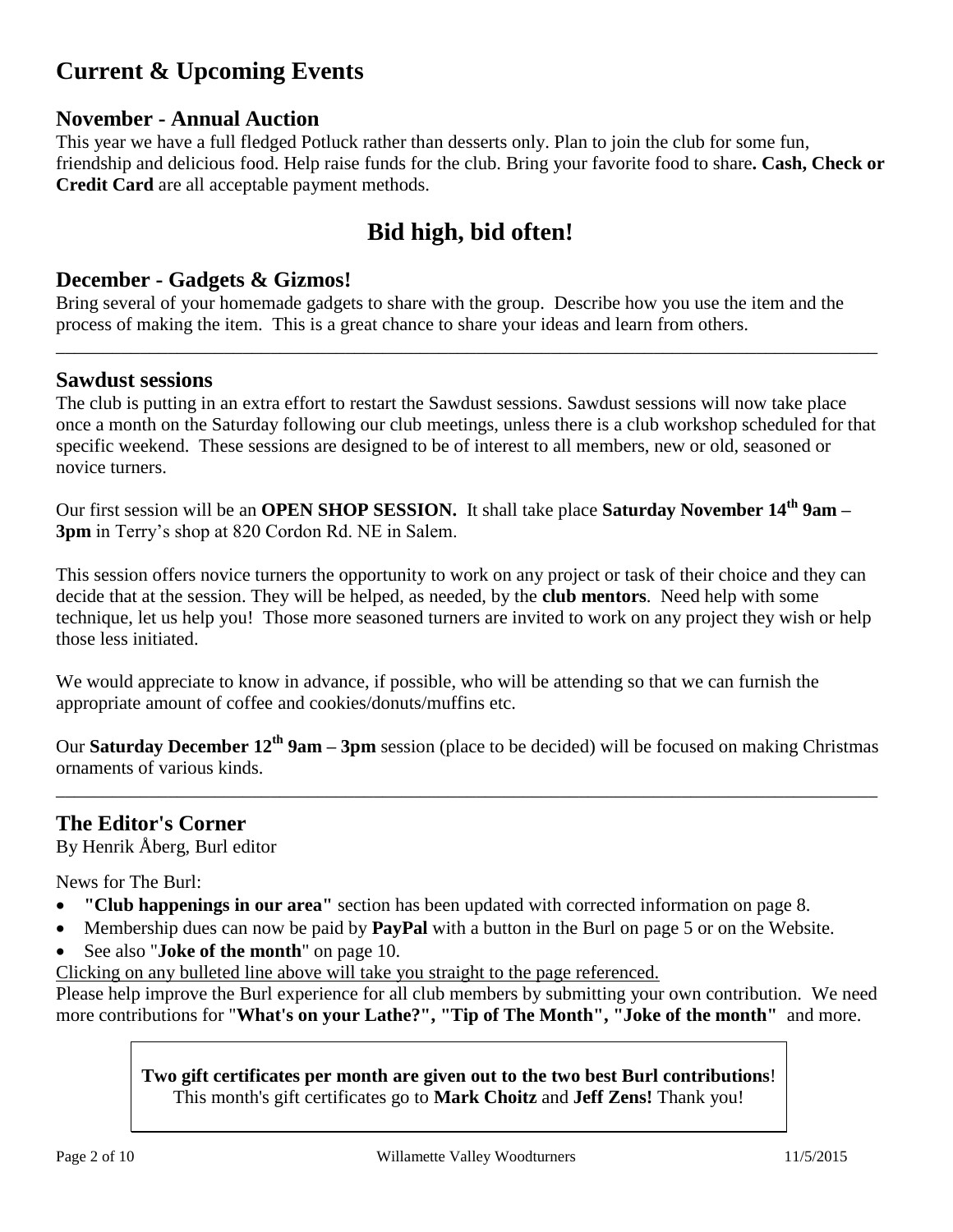# Current & Upcoming Events

## November - Annual Auction

This year we have a full fledged Potluck rather than desserts only. Plan to join the club for some fun, friendship and delicious food. Help raise funds for the club. Bring your favorite food to share**. Cash, Check or Credit Card** are all acceptable payment methods.

## Bid high, bid often!

## December - Gadgets & Gizmos!

Bring several of your homemade gadgets to share with the group. Describe how you use the item and the process of making the item. This is a great chance to share your ideas and learn from others.

---

## Sawdust sessions

The club is putting in an extra effort to restart the Sawdust sessions. Sawdust sessions will now take place once a month on the Saturday following our club meetings, unless there is a club workshop scheduled for that specific weekend. These sessions are designed to be of interest to all members, new or old, seasoned or novice turners.

Our first session will be an **OPEN SHOP SESSION.** It shall take place **Saturday November 14th 9am – 3pm** in Terry's shop at 820 Cordon Rd. NE in Salem.

This session offers novice turners the opportunity to work on any project or task of their choice and they can decide that at the session. They will be helped, as needed, by the **club mentors**. Need help with some technique, let us help you! Those more seasoned turners are invited to work on any project they wish or help those less initiated.

We would appreciate to know in advance, if possible, who will be attending so that we can furnish the appropriate amount of coffee and cookies/donuts/muffins etc.

Our **Saturday December 12th 9am – 3pm** session (place to be decided) will be focused on making Christmas ornaments of various kinds.

---

## The Editor's Corner

By Henrik Åberg, Burl editor

News for The Burl:

- **"Club happenings in our area"** section has been updated with corrected information on page 8.
- Membership dues can now be paid by **PayPal** with a button in the Burl on page 5 or on the Website.
- See also "**Joke of the month**" on page 10.

Clicking on any bulleted line above will take you straight to the page referenced.

Please help improve the Burl experience for all club members by submitting your own contribution. We need more contributions for "**What's on your Lathe?", "Tip of The Month", "Joke of the month"** and more.

**Two gift certificates per month are given out to the two best Burl contributions**!
This month's gift certificates go to **Mark Choitz** and **Jeff Zens!** Thank you!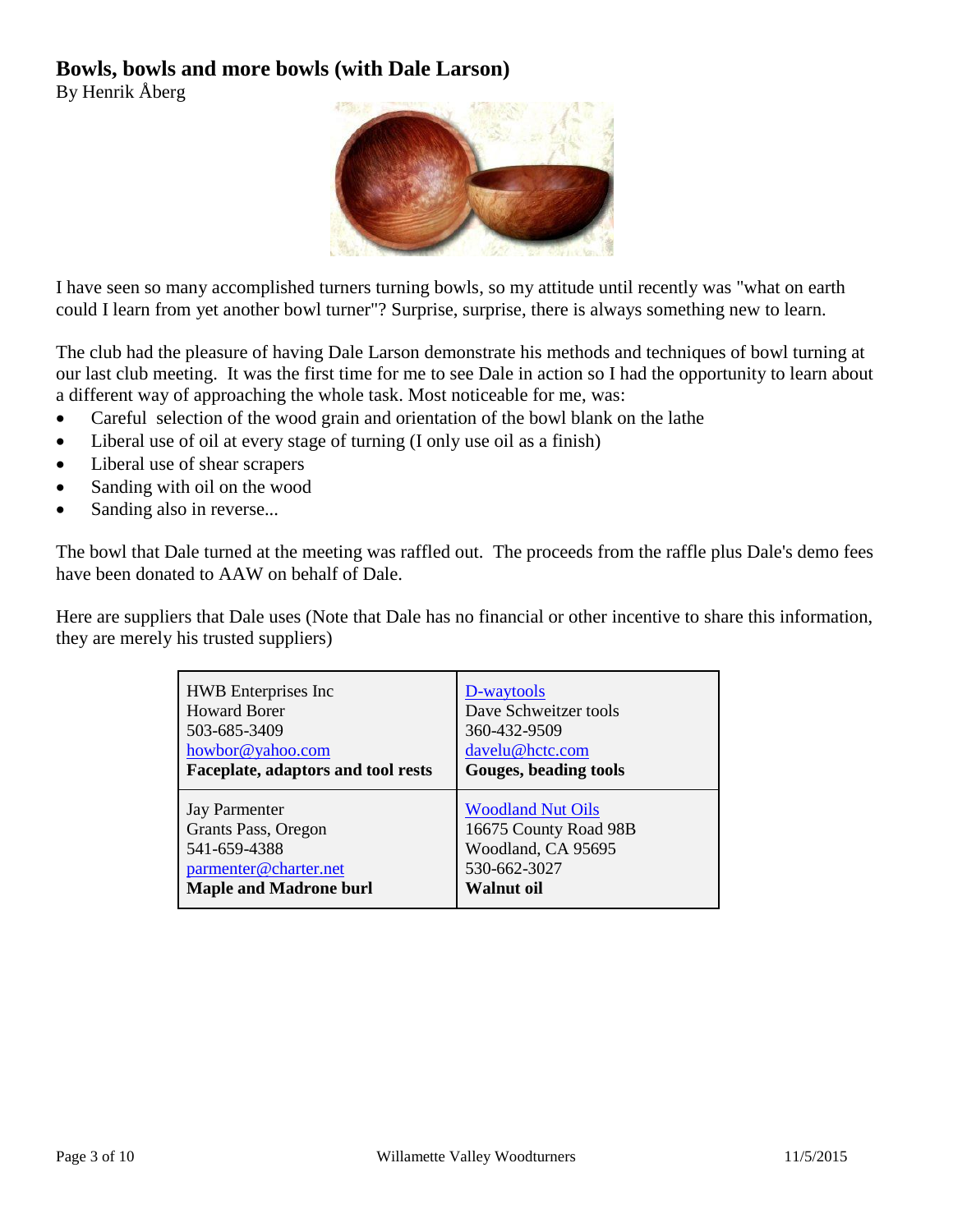# Bowls, bowls and more bowls (with Dale Larson)

By Henrik Åberg

I have seen so many accomplished turners turning bowls, so my attitude until recently was "what on earth could I learn from yet another bowl turner"? Surprise, surprise, there is always something new to learn.

The club had the pleasure of having Dale Larson demonstrate his methods and techniques of bowl turning at our last club meeting. It was the first time for me to see Dale in action so I had the opportunity to learn about a different way of approaching the whole task. Most noticeable for me, was:

- Careful selection of the wood grain and orientation of the bowl blank on the lathe
- Liberal use of oil at every stage of turning (I only use oil as a finish)
- Liberal use of shear scrapers
- Sanding with oil on the wood
- Sanding also in reverse...

The bowl that Dale turned at the meeting was raffled out. The proceeds from the raffle plus Dale's demo fees have been donated to AAW on behalf of Dale.

Here are suppliers that Dale uses (Note that Dale has no financial or other incentive to share this information, they are merely his trusted suppliers)

| | |
|---|---|
| HWB Enterprises Inc<br>Howard Borer<br>503-685-3409<br>howbor@yahoo.com<br>**Faceplate, adaptors and tool rests** | D-waytools<br>Dave Schweitzer tools<br>360-432-9509<br>davelu@hctc.com<br>**Gouges, beading tools** |
| Jay Parmenter<br>Grants Pass, Oregon<br>541-659-4388<br>parmenter@charter.net<br>**Maple and Madrone burl** | Woodland Nut Oils<br>16675 County Road 98B<br>Woodland, CA 95695<br>530-662-3027<br>**Walnut oil** |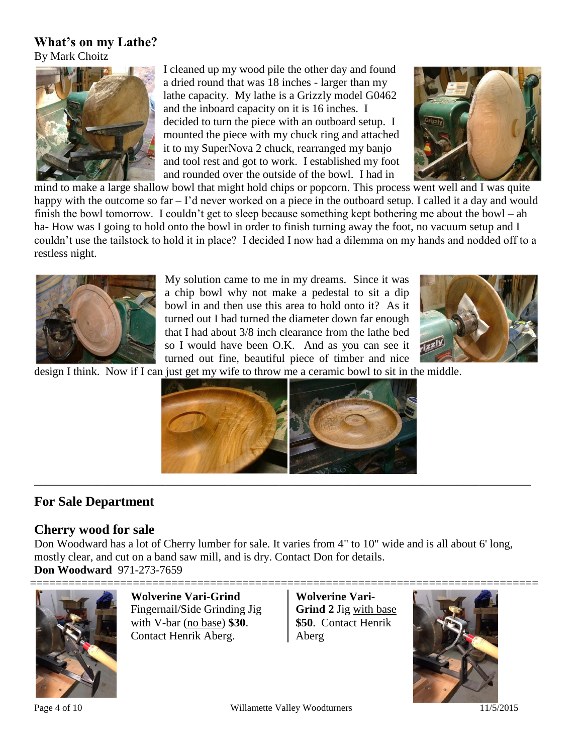## What's on my Lathe?

By Mark Choitz

I cleaned up my wood pile the other day and found a dried round that was 18 inches - larger than my lathe capacity. My lathe is a Grizzly model G0462 and the inboard capacity on it is 16 inches. I decided to turn the piece with an outboard setup. I mounted the piece with my chuck ring and attached it to my SuperNova 2 chuck, rearranged my banjo and tool rest and got to work. I established my foot and rounded over the outside of the bowl. I had in mind to make a large shallow bowl that might hold chips or popcorn. This process went well and I was quite happy with the outcome so far – I'd never worked on a piece in the outboard setup. I called it a day and would finish the bowl tomorrow. I couldn't get to sleep because something kept bothering me about the bowl – ah ha- How was I going to hold onto the bowl in order to finish turning away the foot, no vacuum setup and I couldn't use the tailstock to hold it in place? I decided I now had a dilemma on my hands and nodded off to a restless night.

My solution came to me in my dreams. Since it was a chip bowl why not make a pedestal to sit a dip bowl in and then use this area to hold onto it? As it turned out I had turned the diameter down far enough that I had about 3/8 inch clearance from the lathe bed so I would have been O.K. And as you can see it turned out fine, beautiful piece of timber and nice design I think. Now if I can just get my wife to throw me a ceramic bowl to sit in the middle.

---

## For Sale Department

### Cherry wood for sale

Don Woodward has a lot of Cherry lumber for sale. It varies from 4" to 10" wide and is all about 6' long, mostly clear, cut on a band saw mill, and is dry. Contact Don for details.

**Don Woodward** 971-273-7659

---

**Wolverine Vari-Grind** Fingernail/Side Grinding Jig with V-bar (no base) **$30**. Contact Henrik Aberg.

**Wolverine Vari-Grind 2** Jig with base **$50**. Contact Henrik Aberg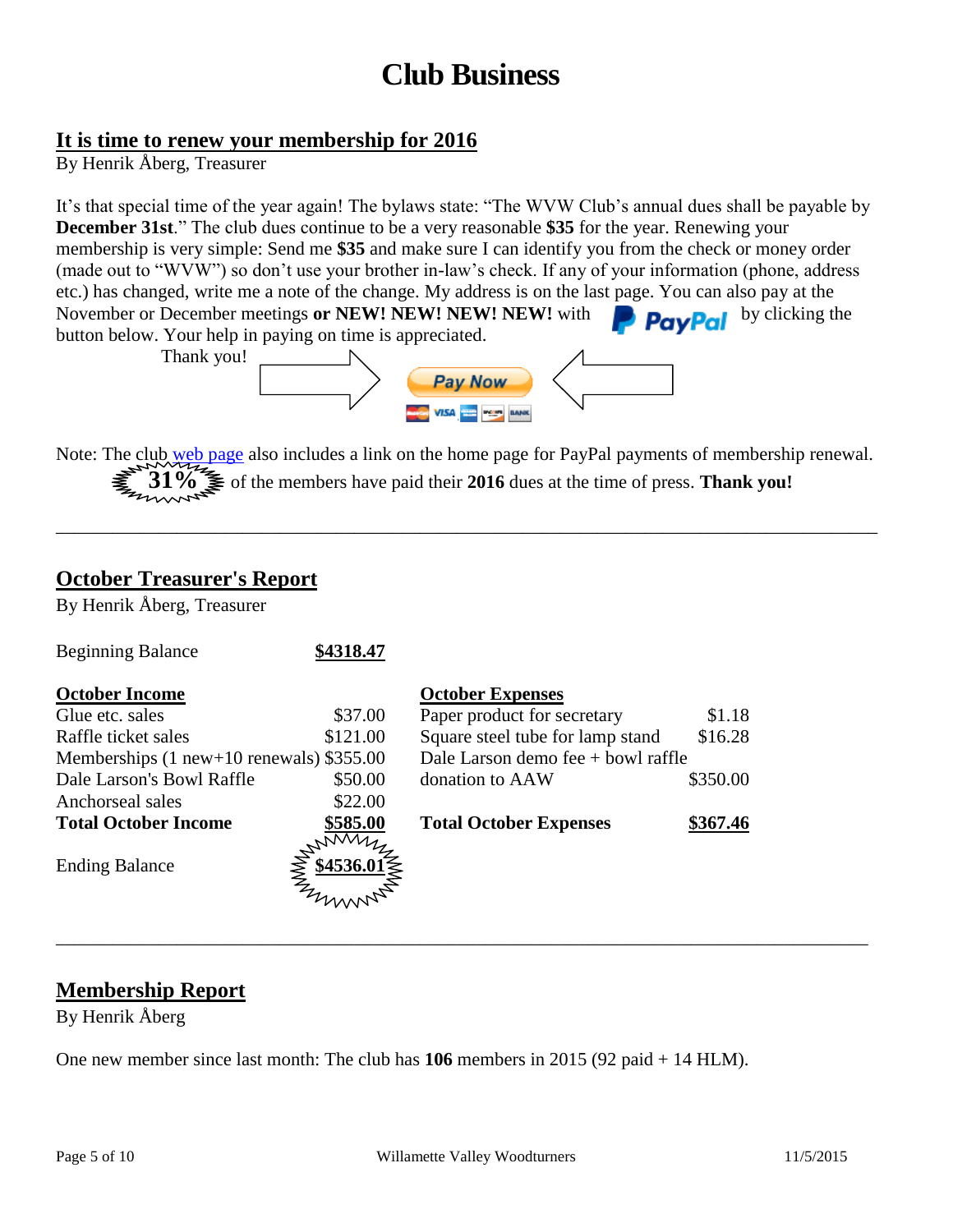# Club Business

## It is time to renew your membership for 2016

By Henrik Åberg, Treasurer

It's that special time of the year again! The bylaws state: "The WVW Club's annual dues shall be payable by **December 31st**." The club dues continue to be a very reasonable **$35** for the year. Renewing your membership is very simple: Send me **$35** and make sure I can identify you from the check or money order (made out to "WVW") so don't use your brother in-law's check. If any of your information (phone, address etc.) has changed, write me a note of the change. My address is on the last page. You can also pay at the November or December meetings **or NEW! NEW! NEW! NEW!** with PayPal by clicking the button below. Your help in paying on time is appreciated.

Thank you!

Pay Now

Note: The club web page also includes a link on the home page for PayPal payments of membership renewal.

**31%** of the members have paid their **2016** dues at the time of press. **Thank you!**

---

## October Treasurer's Report

By Henrik Åberg, Treasurer

| Beginning Balance | **$4318.47** |
|---|---|

| **October Income** | |
|---|---|
| Glue etc. sales | $37.00 |
| Raffle ticket sales | $121.00 |
| Memberships (1 new+10 renewals) | $355.00 |
| Dale Larson's Bowl Raffle | $50.00 |
| Anchorseal sales | $22.00 |
| **Total October Income** | **$585.00** |

| **October Expenses** | |
|---|---|
| Paper product for secretary | $1.18 |
| Square steel tube for lamp stand | $16.28 |
| Dale Larson demo fee + bowl raffle donation to AAW | $350.00 |
| **Total October Expenses** | **$367.46** |

| Ending Balance | **$4536.01** |
|---|---|

---

## Membership Report

By Henrik Åberg

One new member since last month: The club has **106** members in 2015 (92 paid + 14 HLM).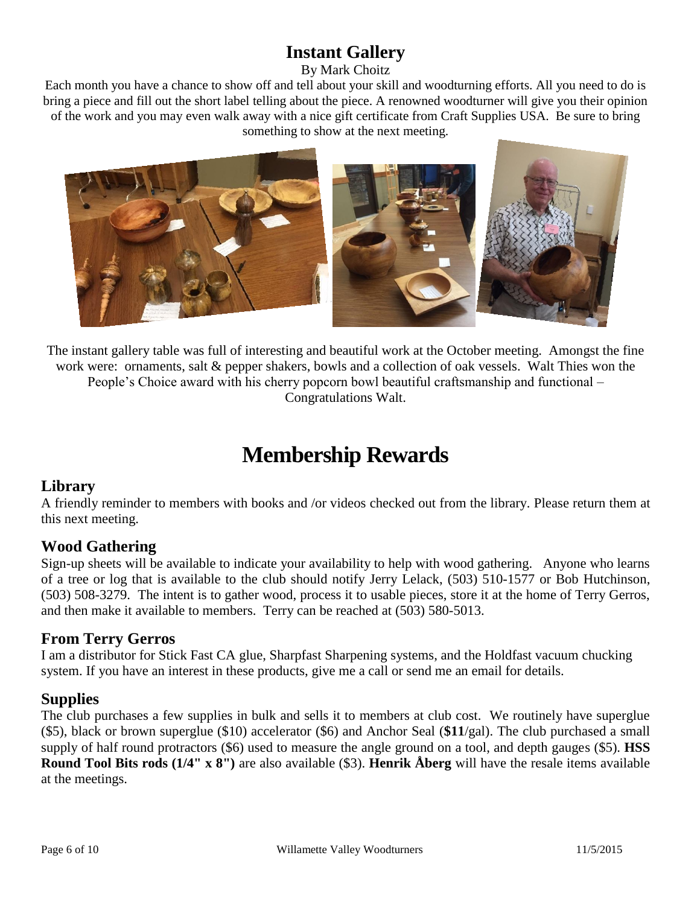## Instant Gallery

By Mark Choitz

Each month you have a chance to show off and tell about your skill and woodturning efforts. All you need to do is bring a piece and fill out the short label telling about the piece. A renowned woodturner will give you their opinion of the work and you may even walk away with a nice gift certificate from Craft Supplies USA. Be sure to bring something to show at the next meeting.

The instant gallery table was full of interesting and beautiful work at the October meeting. Amongst the fine work were: ornaments, salt & pepper shakers, bowls and a collection of oak vessels. Walt Thies won the People's Choice award with his cherry popcorn bowl beautiful craftsmanship and functional – Congratulations Walt.

# Membership Rewards

### Library

A friendly reminder to members with books and /or videos checked out from the library. Please return them at this next meeting.

### Wood Gathering

Sign-up sheets will be available to indicate your availability to help with wood gathering. Anyone who learns of a tree or log that is available to the club should notify Jerry Lelack, (503) 510-1577 or Bob Hutchinson, (503) 508-3279. The intent is to gather wood, process it to usable pieces, store it at the home of Terry Gerros, and then make it available to members. Terry can be reached at (503) 580-5013.

### From Terry Gerros

I am a distributor for Stick Fast CA glue, Sharpfast Sharpening systems, and the Holdfast vacuum chucking system. If you have an interest in these products, give me a call or send me an email for details.

### Supplies

The club purchases a few supplies in bulk and sells it to members at club cost. We routinely have superglue ($5), black or brown superglue ($10) accelerator ($6) and Anchor Seal (**$11**/gal). The club purchased a small supply of half round protractors ($6) used to measure the angle ground on a tool, and depth gauges ($5). **HSS Round Tool Bits rods (1/4" x 8")** are also available ($3). **Henrik Åberg** will have the resale items available at the meetings.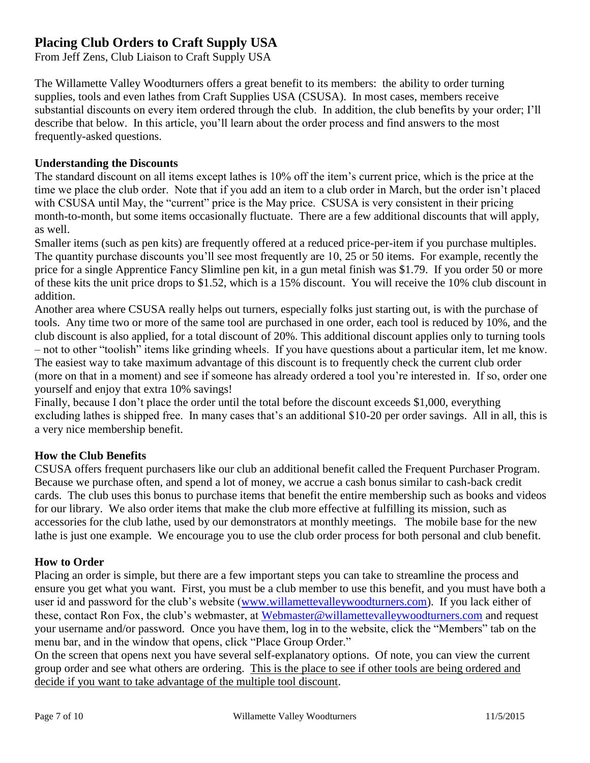# Placing Club Orders to Craft Supply USA

From Jeff Zens, Club Liaison to Craft Supply USA

The Willamette Valley Woodturners offers a great benefit to its members: the ability to order turning supplies, tools and even lathes from Craft Supplies USA (CSUSA). In most cases, members receive substantial discounts on every item ordered through the club. In addition, the club benefits by your order; I'll describe that below. In this article, you'll learn about the order process and find answers to the most frequently-asked questions.

## Understanding the Discounts

The standard discount on all items except lathes is 10% off the item's current price, which is the price at the time we place the club order. Note that if you add an item to a club order in March, but the order isn't placed with CSUSA until May, the "current" price is the May price. CSUSA is very consistent in their pricing month-to-month, but some items occasionally fluctuate. There are a few additional discounts that will apply, as well.

Smaller items (such as pen kits) are frequently offered at a reduced price-per-item if you purchase multiples. The quantity purchase discounts you'll see most frequently are 10, 25 or 50 items. For example, recently the price for a single Apprentice Fancy Slimline pen kit, in a gun metal finish was $1.79. If you order 50 or more of these kits the unit price drops to $1.52, which is a 15% discount. You will receive the 10% club discount in addition.

Another area where CSUSA really helps out turners, especially folks just starting out, is with the purchase of tools. Any time two or more of the same tool are purchased in one order, each tool is reduced by 10%, and the club discount is also applied, for a total discount of 20%. This additional discount applies only to turning tools – not to other "toolish" items like grinding wheels. If you have questions about a particular item, let me know. The easiest way to take maximum advantage of this discount is to frequently check the current club order (more on that in a moment) and see if someone has already ordered a tool you're interested in. If so, order one yourself and enjoy that extra 10% savings!

Finally, because I don't place the order until the total before the discount exceeds $1,000, everything excluding lathes is shipped free. In many cases that's an additional $10-20 per order savings. All in all, this is a very nice membership benefit.

## How the Club Benefits

CSUSA offers frequent purchasers like our club an additional benefit called the Frequent Purchaser Program. Because we purchase often, and spend a lot of money, we accrue a cash bonus similar to cash-back credit cards. The club uses this bonus to purchase items that benefit the entire membership such as books and videos for our library. We also order items that make the club more effective at fulfilling its mission, such as accessories for the club lathe, used by our demonstrators at monthly meetings. The mobile base for the new lathe is just one example. We encourage you to use the club order process for both personal and club benefit.

## How to Order

Placing an order is simple, but there are a few important steps you can take to streamline the process and ensure you get what you want. First, you must be a club member to use this benefit, and you must have both a user id and password for the club's website ([www.willamettevalleywoodturners.com](http://www.willamettevalleywoodturners.com)). If you lack either of these, contact Ron Fox, the club's webmaster, at [Webmaster@willamettevalleywoodturners.com](mailto:Webmaster@willamettevalleywoodturners.com) and request your username and/or password. Once you have them, log in to the website, click the "Members" tab on the menu bar, and in the window that opens, click "Place Group Order."

On the screen that opens next you have several self-explanatory options. Of note, you can view the current group order and see what others are ordering. <u>This is the place to see if other tools are being ordered and decide if you want to take advantage of the multiple tool discount</u>.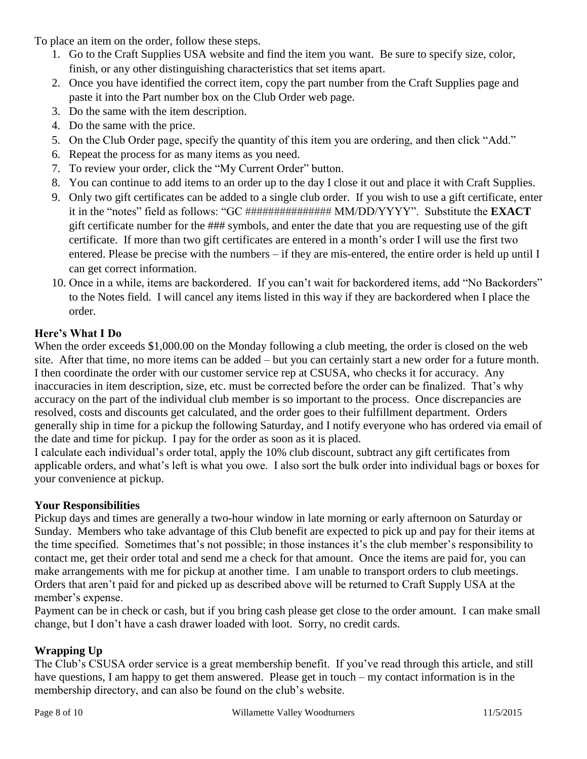To place an item on the order, follow these steps.

1. Go to the Craft Supplies USA website and find the item you want. Be sure to specify size, color, finish, or any other distinguishing characteristics that set items apart.
2. Once you have identified the correct item, copy the part number from the Craft Supplies page and paste it into the Part number box on the Club Order web page.
3. Do the same with the item description.
4. Do the same with the price.
5. On the Club Order page, specify the quantity of this item you are ordering, and then click "Add."
6. Repeat the process for as many items as you need.
7. To review your order, click the "My Current Order" button.
8. You can continue to add items to an order up to the day I close it out and place it with Craft Supplies.
9. Only two gift certificates can be added to a single club order. If you wish to use a gift certificate, enter it in the "notes" field as follows: "GC ############### MM/DD/YYYY". Substitute the **EXACT** gift certificate number for the ### symbols, and enter the date that you are requesting use of the gift certificate. If more than two gift certificates are entered in a month's order I will use the first two entered. Please be precise with the numbers – if they are mis-entered, the entire order is held up until I can get correct information.
10. Once in a while, items are backordered. If you can't wait for backordered items, add "No Backorders" to the Notes field. I will cancel any items listed in this way if they are backordered when I place the order.

**Here's What I Do**

When the order exceeds $1,000.00 on the Monday following a club meeting, the order is closed on the web site. After that time, no more items can be added – but you can certainly start a new order for a future month. I then coordinate the order with our customer service rep at CSUSA, who checks it for accuracy. Any inaccuracies in item description, size, etc. must be corrected before the order can be finalized. That's why accuracy on the part of the individual club member is so important to the process. Once discrepancies are resolved, costs and discounts get calculated, and the order goes to their fulfillment department. Orders generally ship in time for a pickup the following Saturday, and I notify everyone who has ordered via email of the date and time for pickup. I pay for the order as soon as it is placed.

I calculate each individual's order total, apply the 10% club discount, subtract any gift certificates from applicable orders, and what's left is what you owe. I also sort the bulk order into individual bags or boxes for your convenience at pickup.

**Your Responsibilities**

Pickup days and times are generally a two-hour window in late morning or early afternoon on Saturday or Sunday. Members who take advantage of this Club benefit are expected to pick up and pay for their items at the time specified. Sometimes that's not possible; in those instances it's the club member's responsibility to contact me, get their order total and send me a check for that amount. Once the items are paid for, you can make arrangements with me for pickup at another time. I am unable to transport orders to club meetings. Orders that aren't paid for and picked up as described above will be returned to Craft Supply USA at the member's expense.

Payment can be in check or cash, but if you bring cash please get close to the order amount. I can make small change, but I don't have a cash drawer loaded with loot. Sorry, no credit cards.

**Wrapping Up**

The Club's CSUSA order service is a great membership benefit. If you've read through this article, and still have questions, I am happy to get them answered. Please get in touch – my contact information is in the membership directory, and can also be found on the club's website.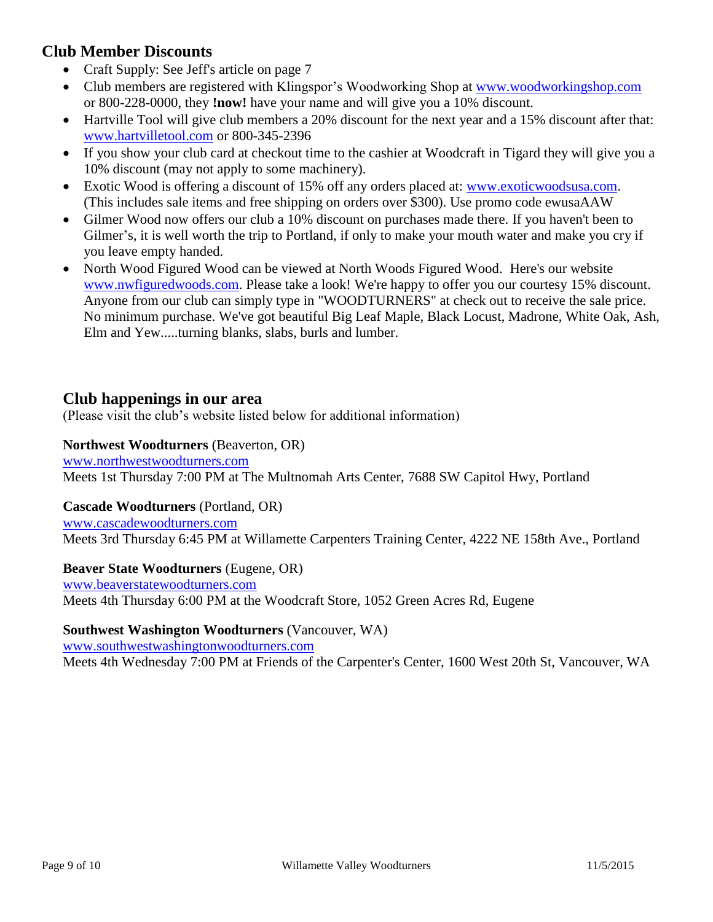## Club Member Discounts

- Craft Supply: See Jeff's article on page 7
- Club members are registered with Klingspor's Woodworking Shop at www.woodworkingshop.com or 800-228-0000, they **!now!** have your name and will give you a 10% discount.
- Hartville Tool will give club members a 20% discount for the next year and a 15% discount after that: www.hartvilletool.com or 800-345-2396
- If you show your club card at checkout time to the cashier at Woodcraft in Tigard they will give you a 10% discount (may not apply to some machinery).
- Exotic Wood is offering a discount of 15% off any orders placed at: www.exoticwoodsusa.com. (This includes sale items and free shipping on orders over $300). Use promo code ewusaAAW
- Gilmer Wood now offers our club a 10% discount on purchases made there. If you haven't been to Gilmer's, it is well worth the trip to Portland, if only to make your mouth water and make you cry if you leave empty handed.
- North Wood Figured Wood can be viewed at North Woods Figured Wood. Here's our website www.nwfiguredwoods.com. Please take a look! We're happy to offer you our courtesy 15% discount. Anyone from our club can simply type in "WOODTURNERS" at check out to receive the sale price. No minimum purchase. We've got beautiful Big Leaf Maple, Black Locust, Madrone, White Oak, Ash, Elm and Yew.....turning blanks, slabs, burls and lumber.

## Club happenings in our area

(Please visit the club's website listed below for additional information)

**Northwest Woodturners** (Beaverton, OR)
www.northwestwoodturners.com
Meets 1st Thursday 7:00 PM at The Multnomah Arts Center, 7688 SW Capitol Hwy, Portland

**Cascade Woodturners** (Portland, OR)
www.cascadewoodturners.com
Meets 3rd Thursday 6:45 PM at Willamette Carpenters Training Center, 4222 NE 158th Ave., Portland

**Beaver State Woodturners** (Eugene, OR)
www.beaverstatewoodturners.com
Meets 4th Thursday 6:00 PM at the Woodcraft Store, 1052 Green Acres Rd, Eugene

**Southwest Washington Woodturners** (Vancouver, WA)
www.southwestwashingtonwoodturners.com
Meets 4th Wednesday 7:00 PM at Friends of the Carpenter's Center, 1600 West 20th St, Vancouver, WA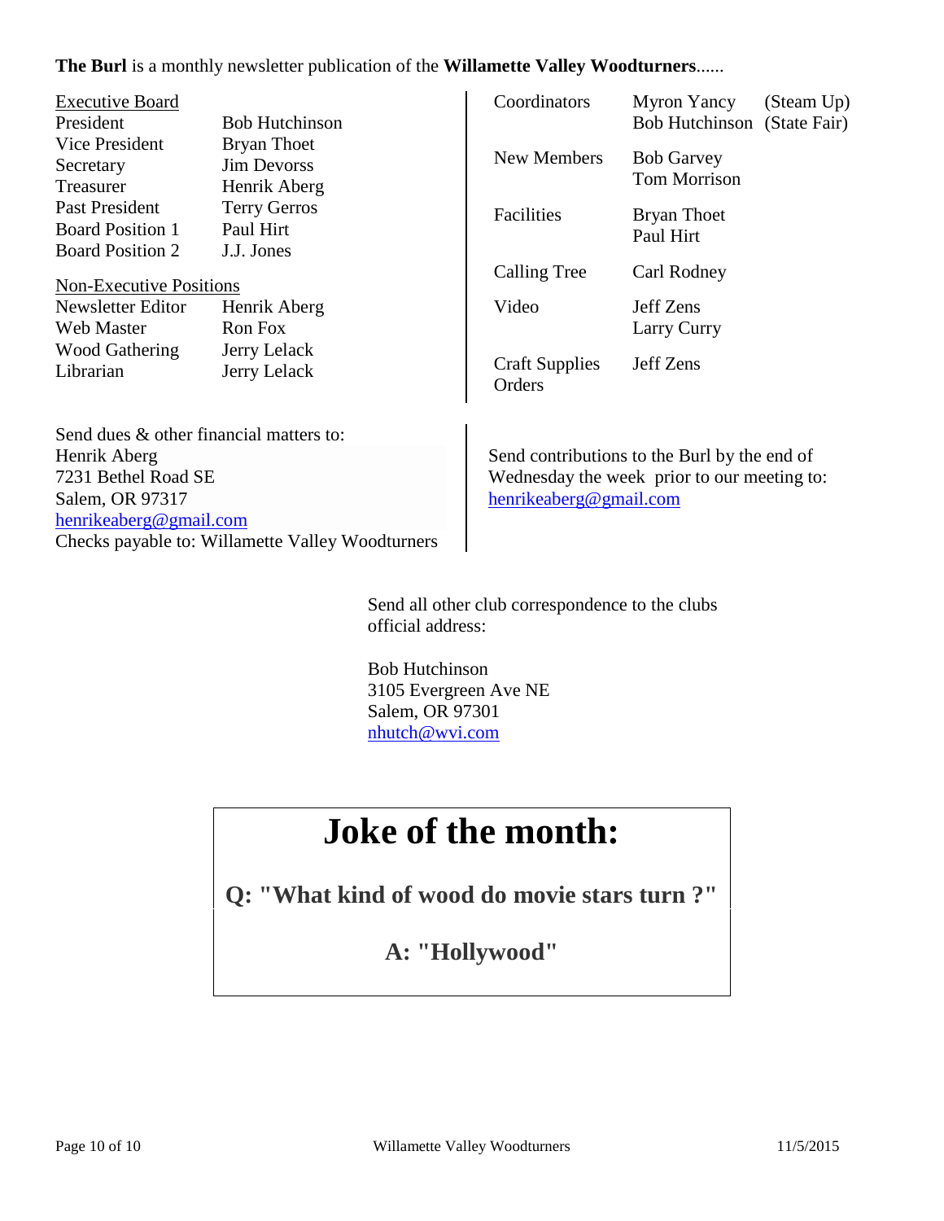**The Burl** is a monthly newsletter publication of the **Willamette Valley Woodturners**......

| Executive Board | |
|---|---|
| President | Bob Hutchinson |
| Vice President | Bryan Thoet |
| Secretary | Jim Devorss |
| Treasurer | Henrik Aberg |
| Past President | Terry Gerros |
| Board Position 1 | Paul Hirt |
| Board Position 2 | J.J. Jones |

| Non-Executive Positions | |
|---|---|
| Newsletter Editor | Henrik Aberg |
| Web Master | Ron Fox |
| Wood Gathering | Jerry Lelack |
| Librarian | Jerry Lelack |

| | | |
|---|---|---|
| Coordinators | Myron Yancy | (Steam Up) |
| | Bob Hutchinson | (State Fair) |
| New Members | Bob Garvey<br>Tom Morrison | |
| Facilities | Bryan Thoet<br>Paul Hirt | |
| Calling Tree | Carl Rodney | |
| Video | Jeff Zens<br>Larry Curry | |
| Craft Supplies Orders | Jeff Zens | |

Send dues & other financial matters to:
Henrik Aberg
7231 Bethel Road SE
Salem, OR 97317
henrikeaberg@gmail.com
Checks payable to: Willamette Valley Woodturners

Send contributions to the Burl by the end of Wednesday the week prior to our meeting to:
henrikeaberg@gmail.com

Send all other club correspondence to the clubs official address:

Bob Hutchinson
3105 Evergreen Ave NE
Salem, OR 97301
nhutch@wvi.com

# Joke of the month:

**Q: "What kind of wood do movie stars turn ?"**

**A: "Hollywood"**